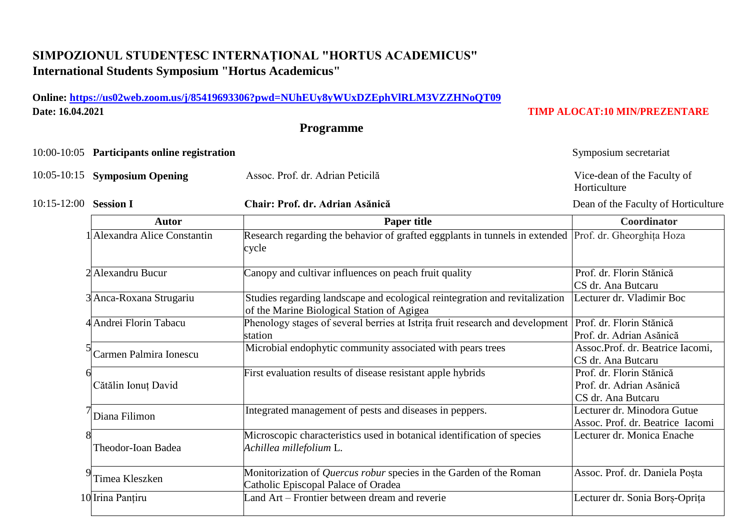# SIMPOZIONUL STUDENȚESC INTERNAȚIONAL "HORTUS ACADEMICUS"
## International Students Symposium "Hortus Academicus"

**Online: [https://us02web.zoom.us/j/85419693306?pwd=NUhEUy8yWUxDZEphVlRLM3VZZHNoQT09](https://us02web.zoom.us/j/85419693306?pwd=NUhEUy8yWUxDZEphVlRLM3VZZHNoQT09)**

**Date: 16.04.2021**

**TIMP ALOCAT:10 MIN/PREZENTARE**

### Programme

10:00-10:05 **Participants online registration** — Symposium secretariat

10:05-10:15 **Symposium Opening** — Assoc. Prof. dr. Adrian Peticilă — Vice-dean of the Faculty of Horticulture

10:15-12:00 **Session I** — **Chair: Prof. dr. Adrian Asănică** — Dean of the Faculty of Horticulture

| | Autor | Paper title | Coordinator |
|---|---|---|---|
| 1 | Alexandra Alice Constantin | Research regarding the behavior of grafted eggplants in tunnels in extended cycle | Prof. dr. Gheorghița Hoza |
| 2 | Alexandru Bucur | Canopy and cultivar influences on peach fruit quality | Prof. dr. Florin Stănică<br>CS dr. Ana Butcaru |
| 3 | Anca-Roxana Strugariu | Studies regarding landscape and ecological reintegration and revitalization of the Marine Biological Station of Agigea | Lecturer dr. Vladimir Boc |
| 4 | Andrei Florin Tabacu | Phenology stages of several berries at Istrița fruit research and development station | Prof. dr. Florin Stănică<br>Prof. dr. Adrian Asănică |
| 5 | Carmen Palmira Ionescu | Microbial endophytic community associated with pears trees | Assoc.Prof. dr. Beatrice Iacomi,<br>CS dr. Ana Butcaru |
| 6 | Cătălin Ionuț David | First evaluation results of disease resistant apple hybrids | Prof. dr. Florin Stănică<br>Prof. dr. Adrian Asănică<br>CS dr. Ana Butcaru |
| 7 | Diana Filimon | Integrated management of pests and diseases in peppers. | Lecturer dr. Minodora Gutue<br>Assoc. Prof. dr. Beatrice Iacomi |
| 8 | Theodor-Ioan Badea | Microscopic characteristics used in botanical identification of species *Achillea millefolium* L. | Lecturer dr. Monica Enache |
| 9 | Timea Kleszken | Monitorization of *Quercus robur* species in the Garden of the Roman Catholic Episcopal Palace of Oradea | Assoc. Prof. dr. Daniela Poșta |
| 10 | Irina Panțiru | Land Art – Frontier between dream and reverie | Lecturer dr. Sonia Borș-Oprița |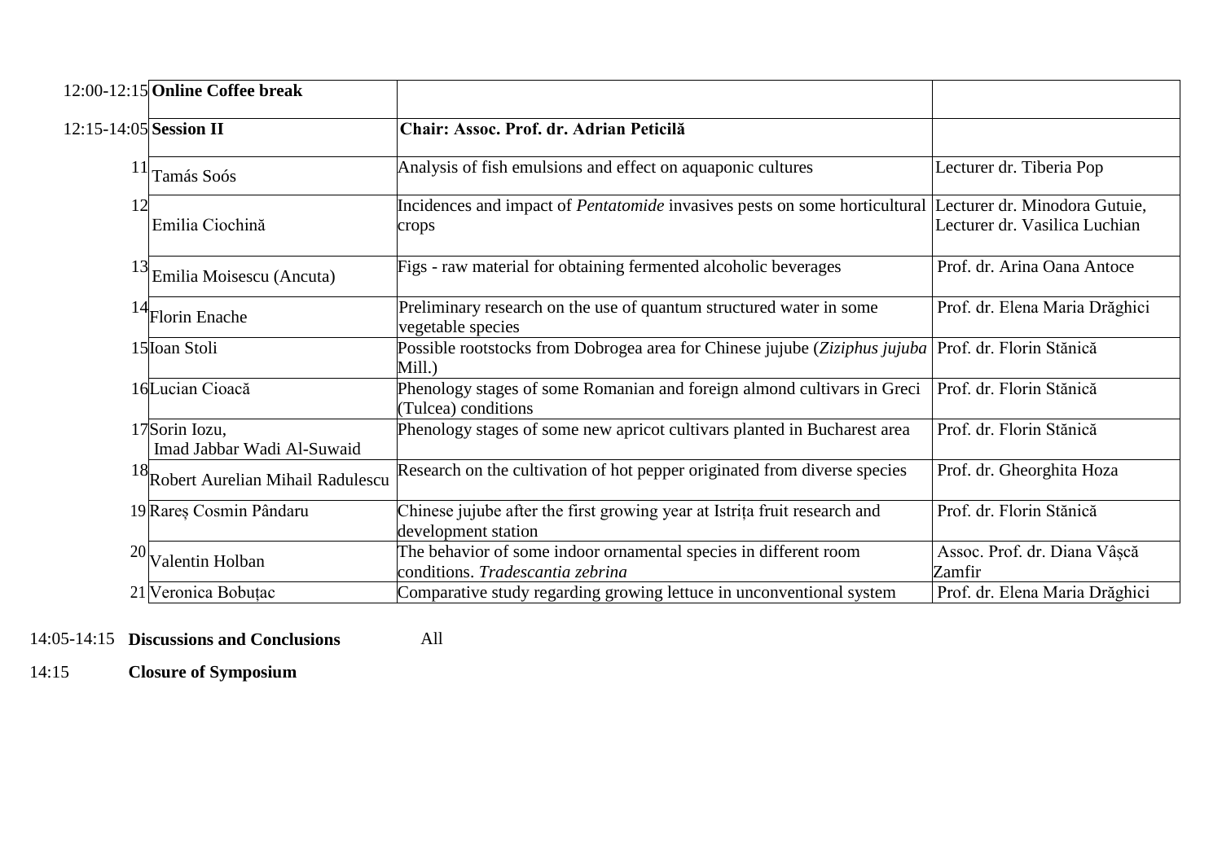| | | | |
|---|---|---|---|
| 12:00-12:15 | **Online Coffee break** | | |
| 12:15-14:05 | **Session II** | **Chair: Assoc. Prof. dr. Adrian Peticilă** | |
| 11 | Tamás Soós | Analysis of fish emulsions and effect on aquaponic cultures | Lecturer dr. Tiberia Pop |
| 12 | Emilia Ciochină | Incidences and impact of *Pentatomide* invasives pests on some horticultural crops | Lecturer dr. Minodora Gutuie, Lecturer dr. Vasilica Luchian |
| 13 | Emilia Moisescu (Ancuta) | Figs - raw material for obtaining fermented alcoholic beverages | Prof. dr. Arina Oana Antoce |
| 14 | Florin Enache | Preliminary research on the use of quantum structured water in some vegetable species | Prof. dr. Elena Maria Drăghici |
| 15 | Ioan Stoli | Possible rootstocks from Dobrogea area for Chinese jujube (*Ziziphus jujuba* Mill.) | Prof. dr. Florin Stănică |
| 16 | Lucian Cioacă | Phenology stages of some Romanian and foreign almond cultivars in Greci (Tulcea) conditions | Prof. dr. Florin Stănică |
| 17 | Sorin Iozu, Imad Jabbar Wadi Al-Suwaid | Phenology stages of some new apricot cultivars planted in Bucharest area | Prof. dr. Florin Stănică |
| 18 | Robert Aurelian Mihail Radulescu | Research on the cultivation of hot pepper originated from diverse species | Prof. dr. Gheorghita Hoza |
| 19 | Rareș Cosmin Pândaru | Chinese jujube after the first growing year at Istrița fruit research and development station | Prof. dr. Florin Stănică |
| 20 | Valentin Holban | The behavior of some indoor ornamental species in different room conditions. *Tradescantia zebrina* | Assoc. Prof. dr. Diana Vâșcă Zamfir |
| 21 | Veronica Bobuțac | Comparative study regarding growing lettuce in unconventional system | Prof. dr. Elena Maria Drăghici |

14:05-14:15 **Discussions and Conclusions** All

14:15 **Closure of Symposium**